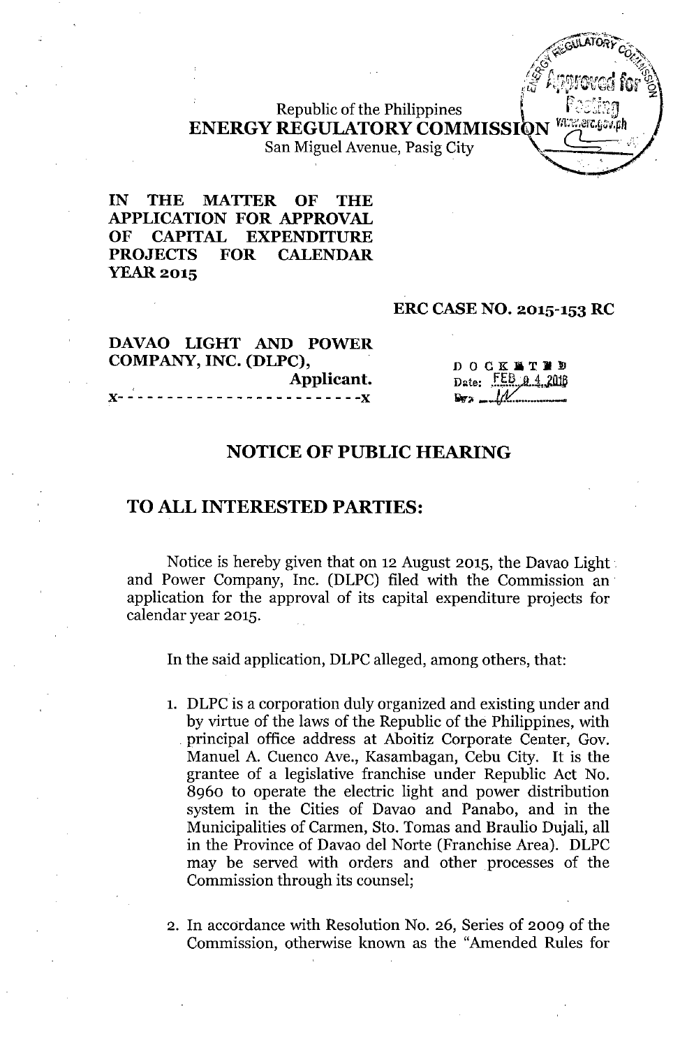Republic of the Philippines
**ENERGY REGULATORY COMMISSION**
San Miguel Avenue, Pasig City

**IN THE MATTER OF THE APPLICATION FOR APPROVAL OF CAPITAL EXPENDITURE PROJECTS FOR CALENDAR YEAR 2015**

**ERC CASE NO. 2015-153 RC**

**DAVAO LIGHT AND POWER COMPANY, INC. (DLPC),**
**Applicant.**
x- - - - - - - - - - - - - - - - - - - - - - - -x

DOCKETED
Date: FEB 04 2016
By: ___

## NOTICE OF PUBLIC HEARING

## TO ALL INTERESTED PARTIES:

Notice is hereby given that on 12 August 2015, the Davao Light and Power Company, Inc. (DLPC) filed with the Commission an application for the approval of its capital expenditure projects for calendar year 2015.

In the said application, DLPC alleged, among others, that:

1. DLPC is a corporation duly organized and existing under and by virtue of the laws of the Republic of the Philippines, with principal office address at Aboitiz Corporate Center, Gov. Manuel A. Cuenco Ave., Kasambagan, Cebu City. It is the grantee of a legislative franchise under Republic Act No. 8960 to operate the electric light and power distribution system in the Cities of Davao and Panabo, and in the Municipalities of Carmen, Sto. Tomas and Braulio Dujali, all in the Province of Davao del Norte (Franchise Area). DLPC may be served with orders and other processes of the Commission through its counsel;

2. In accordance with Resolution No. 26, Series of 2009 of the Commission, otherwise known as the "Amended Rules for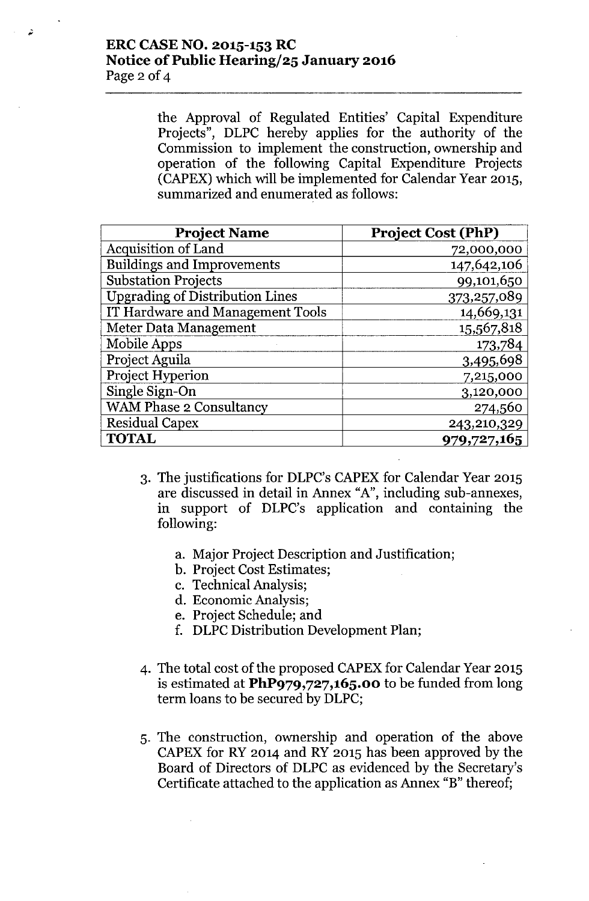the Approval of Regulated Entities' Capital Expenditure Projects", DLPC hereby applies for the authority of the Commission to implement the construction, ownership and operation of the following Capital Expenditure Projects (CAPEX) which will be implemented for Calendar Year 2015, summarized and enumerated as follows:

| Project Name | Project Cost (PhP) |
|---|---:|
| Acquisition of Land | 72,000,000 |
| Buildings and Improvements | 147,642,106 |
| Substation Projects | 99,101,650 |
| Upgrading of Distribution Lines | 373,257,089 |
| IT Hardware and Management Tools | 14,669,131 |
| Meter Data Management | 15,567,818 |
| Mobile Apps | 173,784 |
| Project Aguila | 3,495,698 |
| Project Hyperion | 7,215,000 |
| Single Sign-On | 3,120,000 |
| WAM Phase 2 Consultancy | 274,560 |
| Residual Capex | 243,210,329 |
| **TOTAL** | **979,727,165** |

3. The justifications for DLPC's CAPEX for Calendar Year 2015 are discussed in detail in Annex "A", including sub-annexes, in support of DLPC's application and containing the following:

   a. Major Project Description and Justification;
   b. Project Cost Estimates;
   c. Technical Analysis;
   d. Economic Analysis;
   e. Project Schedule; and
   f. DLPC Distribution Development Plan;

4. The total cost of the proposed CAPEX for Calendar Year 2015 is estimated at **PhP979,727,165.00** to be funded from long term loans to be secured by DLPC;

5. The construction, ownership and operation of the above CAPEX for RY 2014 and RY 2015 has been approved by the Board of Directors of DLPC as evidenced by the Secretary's Certificate attached to the application as Annex "B" thereof;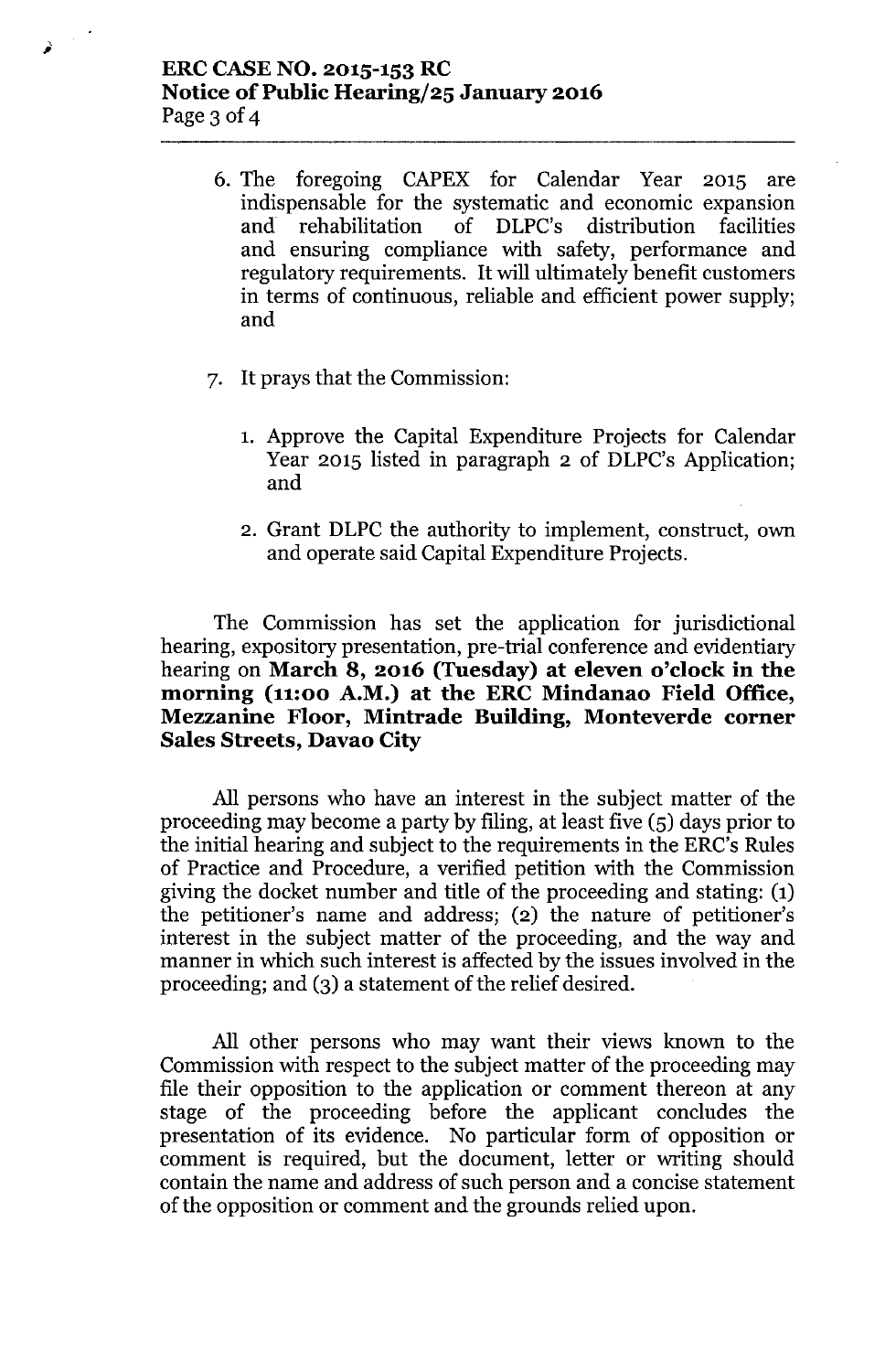6. The foregoing CAPEX for Calendar Year 2015 are indispensable for the systematic and economic expansion and rehabilitation of DLPC's distribution facilities and ensuring compliance with safety, performance and regulatory requirements. It will ultimately benefit customers in terms of continuous, reliable and efficient power supply; and

7. It prays that the Commission:

    1. Approve the Capital Expenditure Projects for Calendar Year 2015 listed in paragraph 2 of DLPC's Application; and

    2. Grant DLPC the authority to implement, construct, own and operate said Capital Expenditure Projects.

The Commission has set the application for jurisdictional hearing, expository presentation, pre-trial conference and evidentiary hearing on **March 8, 2016 (Tuesday) at eleven o'clock in the morning (11:00 A.M.) at the ERC Mindanao Field Office, Mezzanine Floor, Mintrade Building, Monteverde corner Sales Streets, Davao City**

All persons who have an interest in the subject matter of the proceeding may become a party by filing, at least five (5) days prior to the initial hearing and subject to the requirements in the ERC's Rules of Practice and Procedure, a verified petition with the Commission giving the docket number and title of the proceeding and stating: (1) the petitioner's name and address; (2) the nature of petitioner's interest in the subject matter of the proceeding, and the way and manner in which such interest is affected by the issues involved in the proceeding; and (3) a statement of the relief desired.

All other persons who may want their views known to the Commission with respect to the subject matter of the proceeding may file their opposition to the application or comment thereon at any stage of the proceeding before the applicant concludes the presentation of its evidence. No particular form of opposition or comment is required, but the document, letter or writing should contain the name and address of such person and a concise statement of the opposition or comment and the grounds relied upon.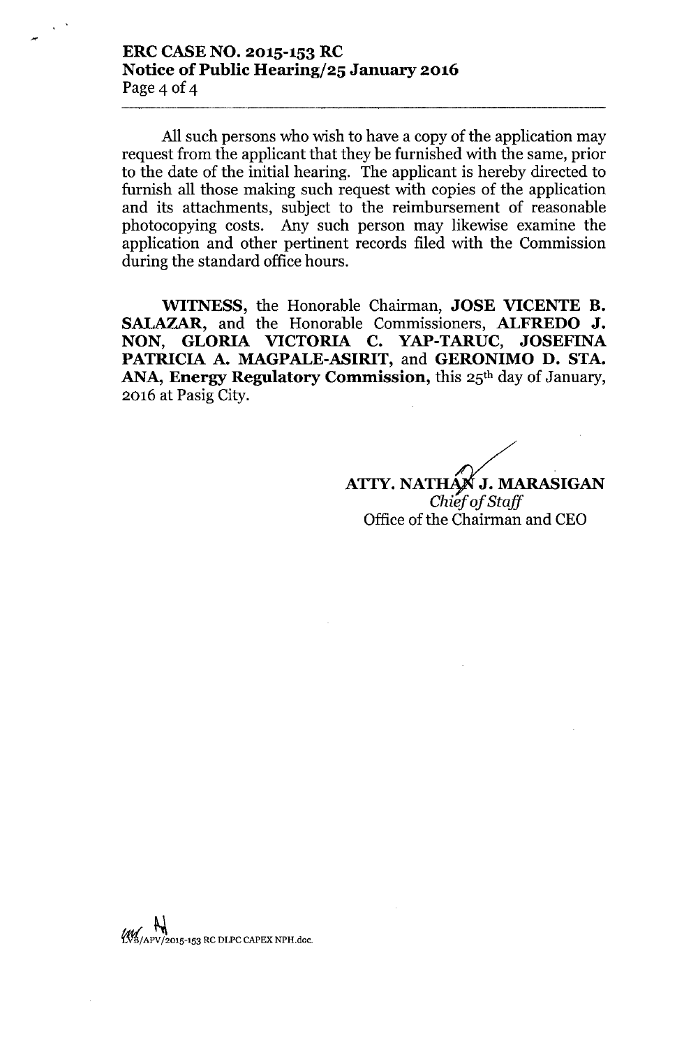All such persons who wish to have a copy of the application may request from the applicant that they be furnished with the same, prior to the date of the initial hearing. The applicant is hereby directed to furnish all those making such request with copies of the application and its attachments, subject to the reimbursement of reasonable photocopying costs. Any such person may likewise examine the application and other pertinent records filed with the Commission during the standard office hours.

**WITNESS,** the Honorable Chairman, **JOSE VICENTE B. SALAZAR,** and the Honorable Commissioners, **ALFREDO J. NON, GLORIA VICTORIA C. YAP-TARUC, JOSEFINA PATRICIA A. MAGPALE-ASIRIT,** and **GERONIMO D. STA. ANA, Energy Regulatory Commission,** this 25th day of January, 2016 at Pasig City.

**ATTY. NATHAN J. MARASIGAN**
*Chief of Staff*
Office of the Chairman and CEO

LVB/APV/2015-153 RC DLPC CAPEX NPH.doc.